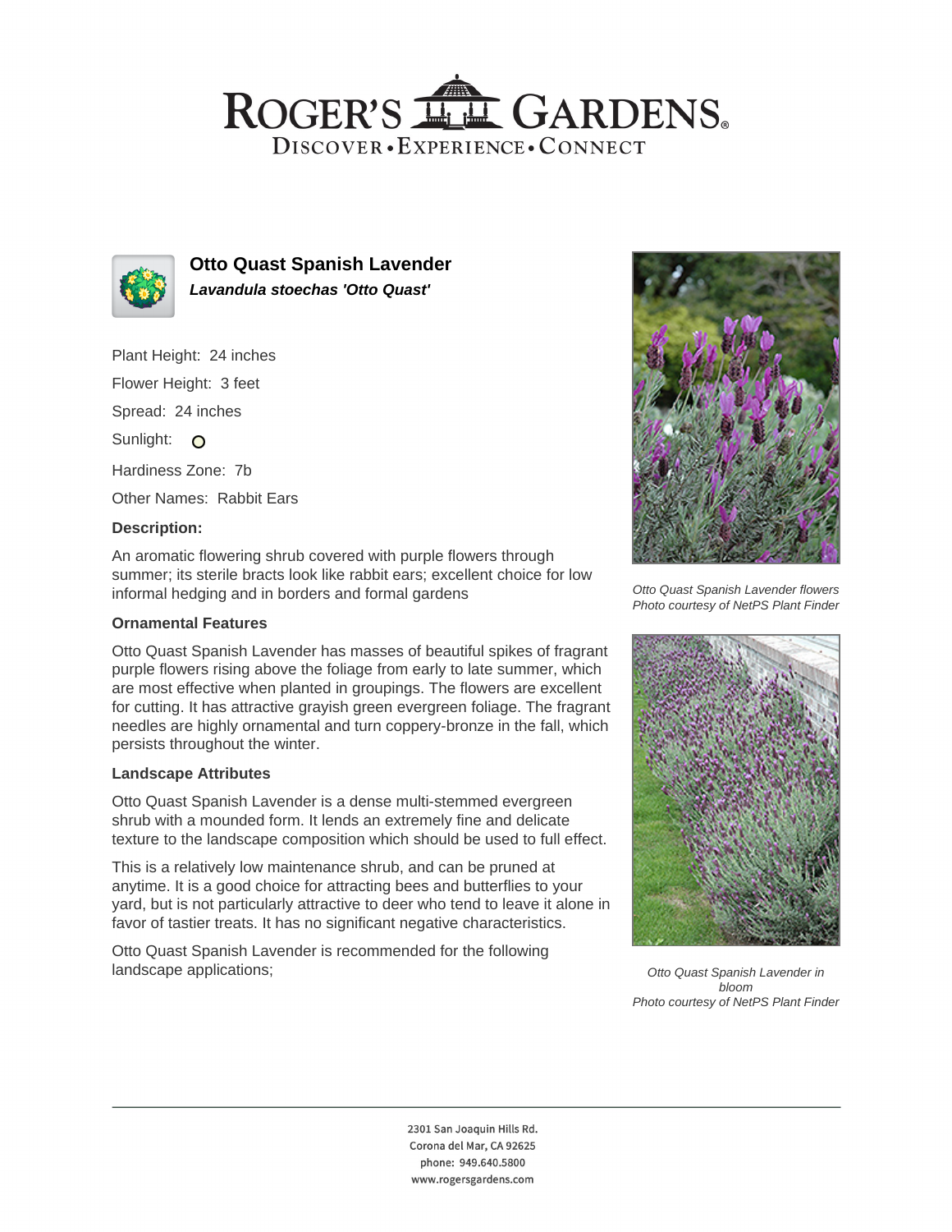# ROGER'S GARDENS

DISCOVER • EXPERIENCE • CONNECT

## Otto Quast Spanish Lavender

***Lavandula stoechas 'Otto Quast'***

Plant Height: 24 inches

Flower Height: 3 feet

Spread: 24 inches

Sunlight:

Hardiness Zone: 7b

Other Names: Rabbit Ears

### Description:

An aromatic flowering shrub covered with purple flowers through summer; its sterile bracts look like rabbit ears; excellent choice for low informal hedging and in borders and formal gardens

### Ornamental Features

Otto Quast Spanish Lavender has masses of beautiful spikes of fragrant purple flowers rising above the foliage from early to late summer, which are most effective when planted in groupings. The flowers are excellent for cutting. It has attractive grayish green evergreen foliage. The fragrant needles are highly ornamental and turn coppery-bronze in the fall, which persists throughout the winter.

### Landscape Attributes

Otto Quast Spanish Lavender is a dense multi-stemmed evergreen shrub with a mounded form. It lends an extremely fine and delicate texture to the landscape composition which should be used to full effect.

This is a relatively low maintenance shrub, and can be pruned at anytime. It is a good choice for attracting bees and butterflies to your yard, but is not particularly attractive to deer who tend to leave it alone in favor of tastier treats. It has no significant negative characteristics.

Otto Quast Spanish Lavender is recommended for the following landscape applications;

*Otto Quast Spanish Lavender flowers*
*Photo courtesy of NetPS Plant Finder*

*Otto Quast Spanish Lavender in bloom*
*Photo courtesy of NetPS Plant Finder*

2301 San Joaquin Hills Rd.
Corona del Mar, CA 92625
phone: 949.640.5800
www.rogersgardens.com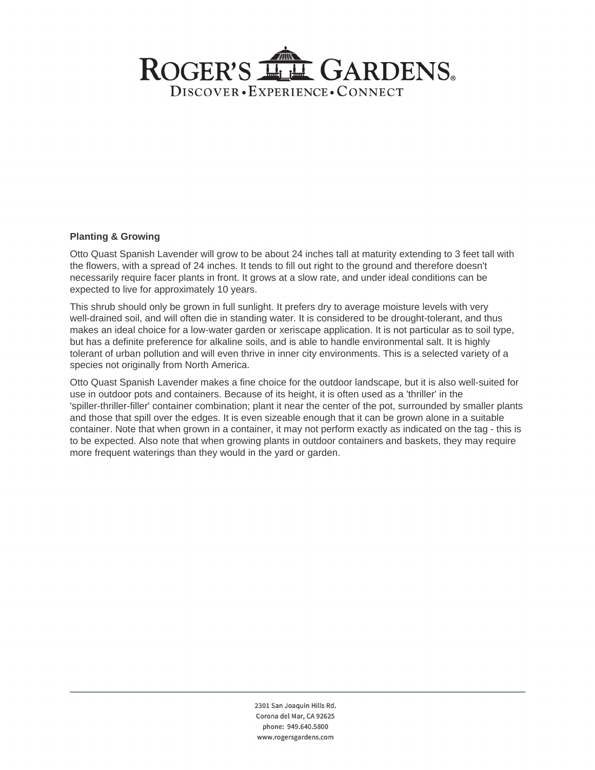**Planting & Growing**

Otto Quast Spanish Lavender will grow to be about 24 inches tall at maturity extending to 3 feet tall with the flowers, with a spread of 24 inches. It tends to fill out right to the ground and therefore doesn't necessarily require facer plants in front. It grows at a slow rate, and under ideal conditions can be expected to live for approximately 10 years.

This shrub should only be grown in full sunlight. It prefers dry to average moisture levels with very well-drained soil, and will often die in standing water. It is considered to be drought-tolerant, and thus makes an ideal choice for a low-water garden or xeriscape application. It is not particular as to soil type, but has a definite preference for alkaline soils, and is able to handle environmental salt. It is highly tolerant of urban pollution and will even thrive in inner city environments. This is a selected variety of a species not originally from North America.

Otto Quast Spanish Lavender makes a fine choice for the outdoor landscape, but it is also well-suited for use in outdoor pots and containers. Because of its height, it is often used as a 'thriller' in the 'spiller-thriller-filler' container combination; plant it near the center of the pot, surrounded by smaller plants and those that spill over the edges. It is even sizeable enough that it can be grown alone in a suitable container. Note that when grown in a container, it may not perform exactly as indicated on the tag - this is to be expected. Also note that when growing plants in outdoor containers and baskets, they may require more frequent waterings than they would in the yard or garden.